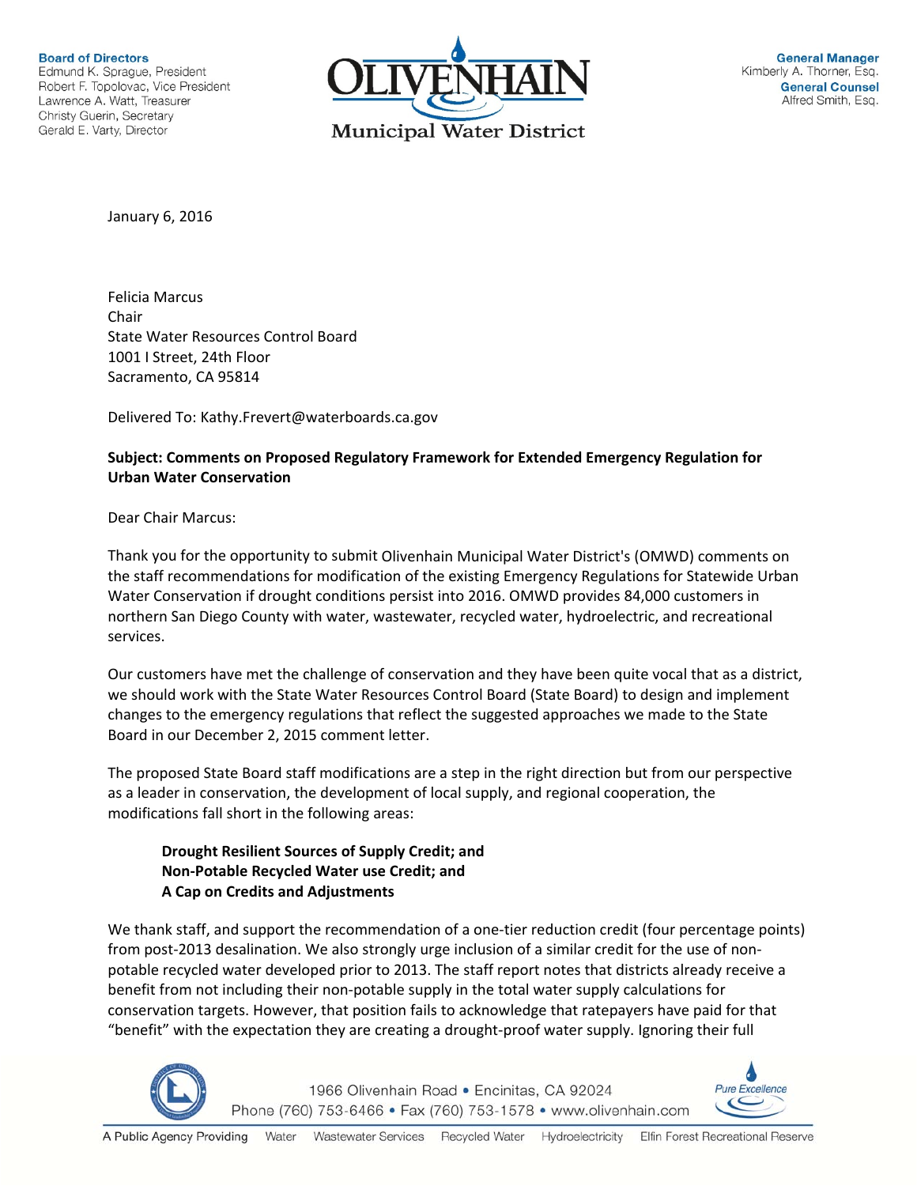**Board of Directors**
Edmund K. Sprague, President
Robert F. Topolovac, Vice President
Lawrence A. Watt, Treasurer
Christy Guerin, Secretary
Gerald E. Varty, Director

**OLIVENHAIN**
**Municipal Water District**

**General Manager**
Kimberly A. Thorner, Esq.
**General Counsel**
Alfred Smith, Esq.

January 6, 2016

Felicia Marcus
Chair
State Water Resources Control Board
1001 I Street, 24th Floor
Sacramento, CA 95814

Delivered To: Kathy.Frevert@waterboards.ca.gov

**Subject: Comments on Proposed Regulatory Framework for Extended Emergency Regulation for Urban Water Conservation**

Dear Chair Marcus:

Thank you for the opportunity to submit Olivenhain Municipal Water District's (OMWD) comments on the staff recommendations for modification of the existing Emergency Regulations for Statewide Urban Water Conservation if drought conditions persist into 2016. OMWD provides 84,000 customers in northern San Diego County with water, wastewater, recycled water, hydroelectric, and recreational services.

Our customers have met the challenge of conservation and they have been quite vocal that as a district, we should work with the State Water Resources Control Board (State Board) to design and implement changes to the emergency regulations that reflect the suggested approaches we made to the State Board in our December 2, 2015 comment letter.

The proposed State Board staff modifications are a step in the right direction but from our perspective as a leader in conservation, the development of local supply, and regional cooperation, the modifications fall short in the following areas:

> **Drought Resilient Sources of Supply Credit; and**
> **Non-Potable Recycled Water use Credit; and**
> **A Cap on Credits and Adjustments**

We thank staff, and support the recommendation of a one-tier reduction credit (four percentage points) from post-2013 desalination. We also strongly urge inclusion of a similar credit for the use of non-potable recycled water developed prior to 2013. The staff report notes that districts already receive a benefit from not including their non-potable supply in the total water supply calculations for conservation targets. However, that position fails to acknowledge that ratepayers have paid for that "benefit" with the expectation they are creating a drought-proof water supply. Ignoring their full

1966 Olivenhain Road • Encinitas, CA 92024
Phone (760) 753-6466 • Fax (760) 753-1578 • www.olivenhain.com

A Public Agency Providing Water Wastewater Services Recycled Water Hydroelectricity Elfin Forest Recreational Reserve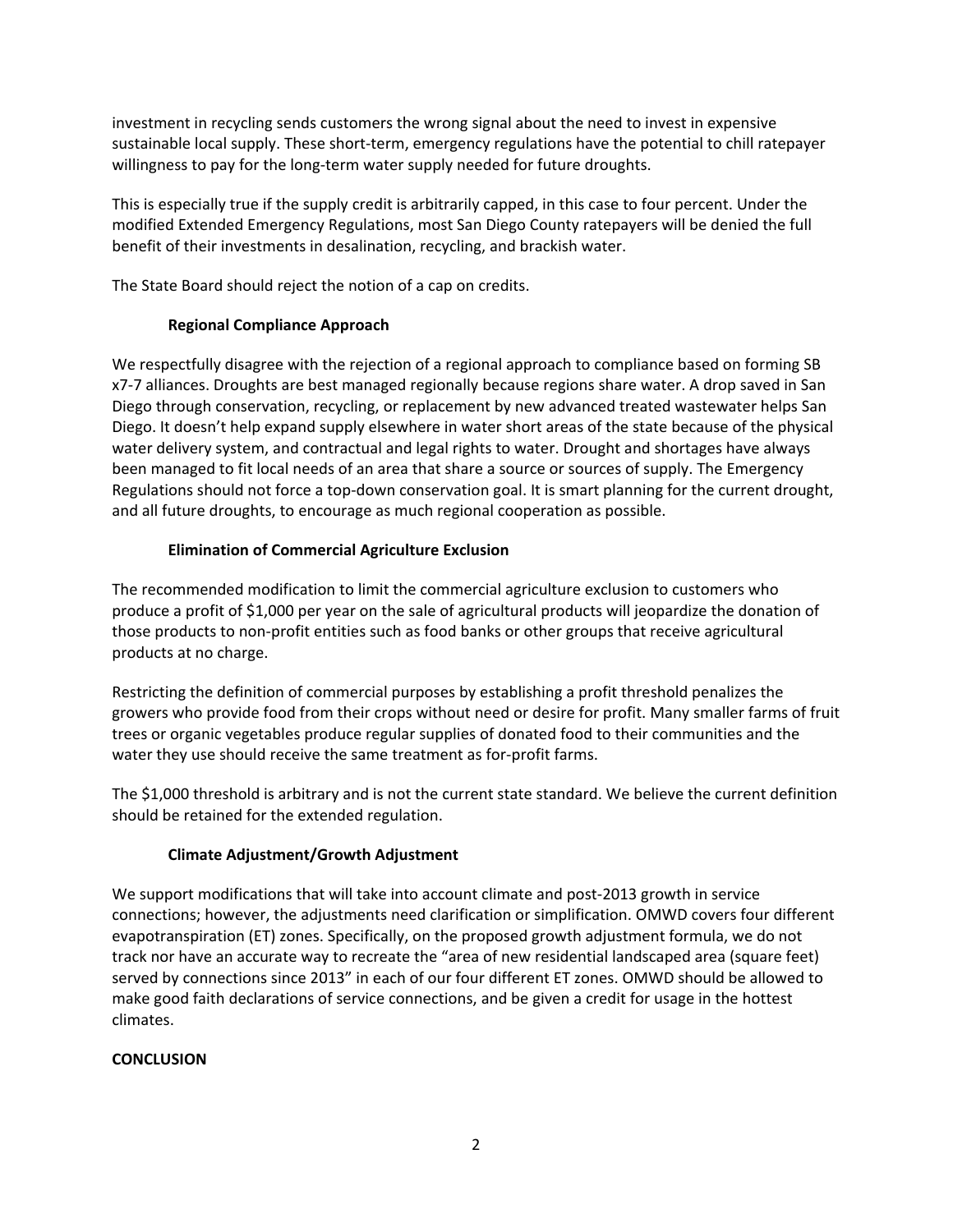investment in recycling sends customers the wrong signal about the need to invest in expensive sustainable local supply. These short-term, emergency regulations have the potential to chill ratepayer willingness to pay for the long-term water supply needed for future droughts.

This is especially true if the supply credit is arbitrarily capped, in this case to four percent. Under the modified Extended Emergency Regulations, most San Diego County ratepayers will be denied the full benefit of their investments in desalination, recycling, and brackish water.

The State Board should reject the notion of a cap on credits.

**Regional Compliance Approach**

We respectfully disagree with the rejection of a regional approach to compliance based on forming SB x7-7 alliances. Droughts are best managed regionally because regions share water. A drop saved in San Diego through conservation, recycling, or replacement by new advanced treated wastewater helps San Diego. It doesn't help expand supply elsewhere in water short areas of the state because of the physical water delivery system, and contractual and legal rights to water. Drought and shortages have always been managed to fit local needs of an area that share a source or sources of supply. The Emergency Regulations should not force a top-down conservation goal. It is smart planning for the current drought, and all future droughts, to encourage as much regional cooperation as possible.

**Elimination of Commercial Agriculture Exclusion**

The recommended modification to limit the commercial agriculture exclusion to customers who produce a profit of $1,000 per year on the sale of agricultural products will jeopardize the donation of those products to non-profit entities such as food banks or other groups that receive agricultural products at no charge.

Restricting the definition of commercial purposes by establishing a profit threshold penalizes the growers who provide food from their crops without need or desire for profit. Many smaller farms of fruit trees or organic vegetables produce regular supplies of donated food to their communities and the water they use should receive the same treatment as for-profit farms.

The $1,000 threshold is arbitrary and is not the current state standard. We believe the current definition should be retained for the extended regulation.

**Climate Adjustment/Growth Adjustment**

We support modifications that will take into account climate and post-2013 growth in service connections; however, the adjustments need clarification or simplification. OMWD covers four different evapotranspiration (ET) zones. Specifically, on the proposed growth adjustment formula, we do not track nor have an accurate way to recreate the "area of new residential landscaped area (square feet) served by connections since 2013" in each of our four different ET zones. OMWD should be allowed to make good faith declarations of service connections, and be given a credit for usage in the hottest climates.

**CONCLUSION**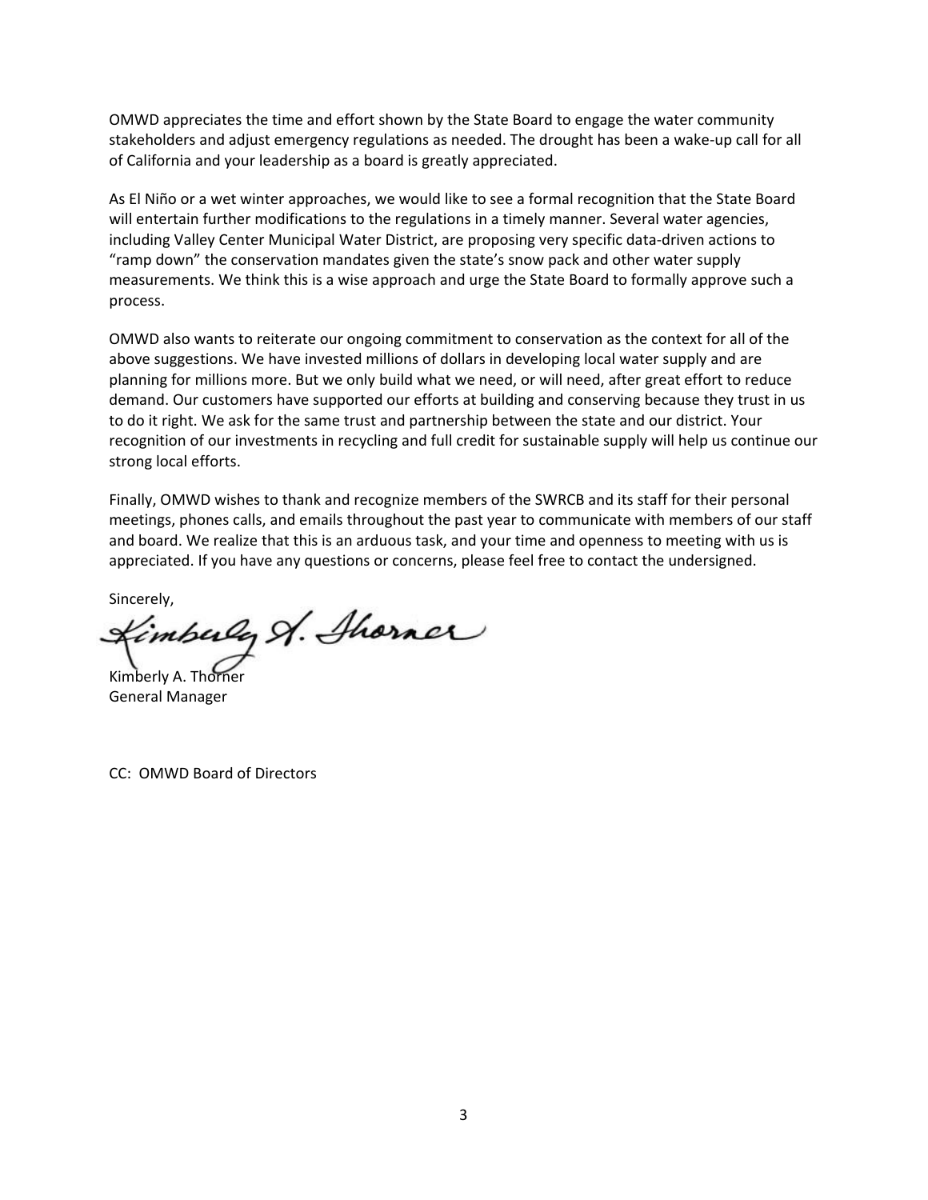OMWD appreciates the time and effort shown by the State Board to engage the water community stakeholders and adjust emergency regulations as needed. The drought has been a wake-up call for all of California and your leadership as a board is greatly appreciated.

As El Niño or a wet winter approaches, we would like to see a formal recognition that the State Board will entertain further modifications to the regulations in a timely manner. Several water agencies, including Valley Center Municipal Water District, are proposing very specific data-driven actions to "ramp down" the conservation mandates given the state's snow pack and other water supply measurements. We think this is a wise approach and urge the State Board to formally approve such a process.

OMWD also wants to reiterate our ongoing commitment to conservation as the context for all of the above suggestions. We have invested millions of dollars in developing local water supply and are planning for millions more. But we only build what we need, or will need, after great effort to reduce demand. Our customers have supported our efforts at building and conserving because they trust in us to do it right. We ask for the same trust and partnership between the state and our district. Your recognition of our investments in recycling and full credit for sustainable supply will help us continue our strong local efforts.

Finally, OMWD wishes to thank and recognize members of the SWRCB and its staff for their personal meetings, phones calls, and emails throughout the past year to communicate with members of our staff and board. We realize that this is an arduous task, and your time and openness to meeting with us is appreciated. If you have any questions or concerns, please feel free to contact the undersigned.

Sincerely,

Kimberly A. Thorner
General Manager

CC: OMWD Board of Directors